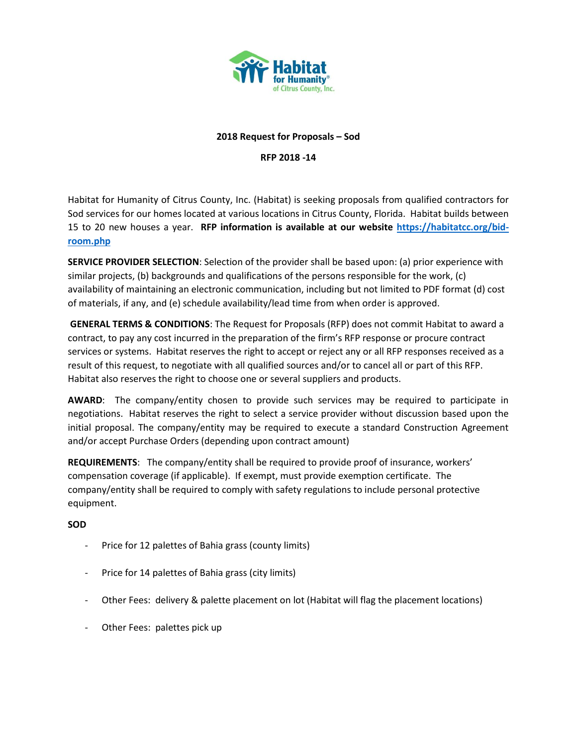Habitat for Humanity® of Citrus County, Inc.

**2018 Request for Proposals – Sod**

**RFP 2018 -14**

Habitat for Humanity of Citrus County, Inc. (Habitat) is seeking proposals from qualified contractors for Sod services for our homes located at various locations in Citrus County, Florida. Habitat builds between 15 to 20 new houses a year. **RFP information is available at our website [https://habitatcc.org/bid-room.php](https://habitatcc.org/bid-room.php)**

**SERVICE PROVIDER SELECTION**: Selection of the provider shall be based upon: (a) prior experience with similar projects, (b) backgrounds and qualifications of the persons responsible for the work, (c) availability of maintaining an electronic communication, including but not limited to PDF format (d) cost of materials, if any, and (e) schedule availability/lead time from when order is approved.

**GENERAL TERMS & CONDITIONS**: The Request for Proposals (RFP) does not commit Habitat to award a contract, to pay any cost incurred in the preparation of the firm's RFP response or procure contract services or systems. Habitat reserves the right to accept or reject any or all RFP responses received as a result of this request, to negotiate with all qualified sources and/or to cancel all or part of this RFP. Habitat also reserves the right to choose one or several suppliers and products.

**AWARD**: The company/entity chosen to provide such services may be required to participate in negotiations. Habitat reserves the right to select a service provider without discussion based upon the initial proposal. The company/entity may be required to execute a standard Construction Agreement and/or accept Purchase Orders (depending upon contract amount)

**REQUIREMENTS**: The company/entity shall be required to provide proof of insurance, workers' compensation coverage (if applicable). If exempt, must provide exemption certificate. The company/entity shall be required to comply with safety regulations to include personal protective equipment.

**SOD**

- Price for 12 palettes of Bahia grass (county limits)
- Price for 14 palettes of Bahia grass (city limits)
- Other Fees: delivery & palette placement on lot (Habitat will flag the placement locations)
- Other Fees: palettes pick up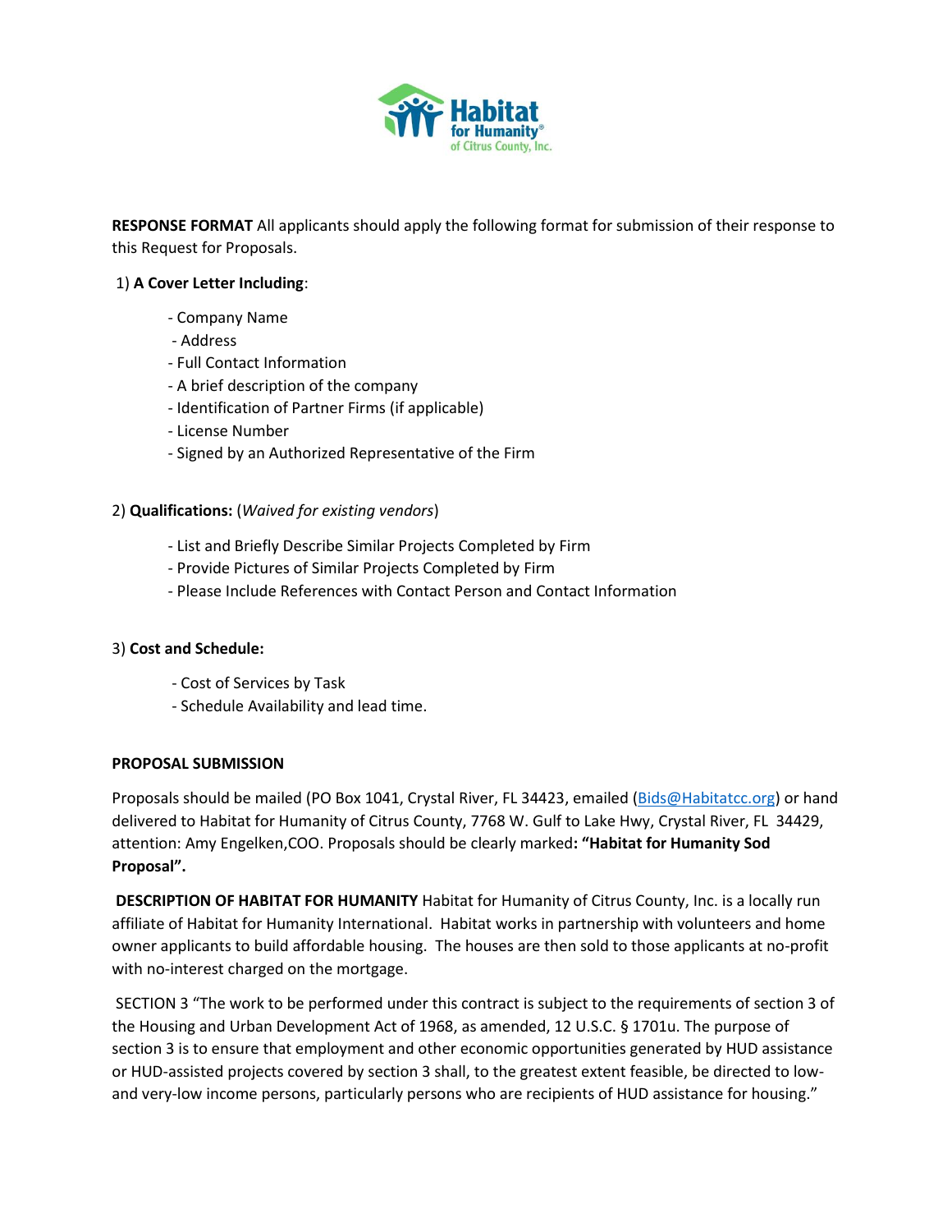**RESPONSE FORMAT** All applicants should apply the following format for submission of their response to this Request for Proposals.

1) **A Cover Letter Including**:

- Company Name
- Address
- Full Contact Information
- A brief description of the company
- Identification of Partner Firms (if applicable)
- License Number
- Signed by an Authorized Representative of the Firm

2) **Qualifications:** (*Waived for existing vendors*)

- List and Briefly Describe Similar Projects Completed by Firm
- Provide Pictures of Similar Projects Completed by Firm
- Please Include References with Contact Person and Contact Information

3) **Cost and Schedule:**

- Cost of Services by Task
- Schedule Availability and lead time.

**PROPOSAL SUBMISSION**

Proposals should be mailed (PO Box 1041, Crystal River, FL 34423, emailed (Bids@Habitatcc.org) or hand delivered to Habitat for Humanity of Citrus County, 7768 W. Gulf to Lake Hwy, Crystal River, FL 34429, attention: Amy Engelken,COO. Proposals should be clearly marked**: "Habitat for Humanity Sod Proposal".**

**DESCRIPTION OF HABITAT FOR HUMANITY** Habitat for Humanity of Citrus County, Inc. is a locally run affiliate of Habitat for Humanity International. Habitat works in partnership with volunteers and home owner applicants to build affordable housing. The houses are then sold to those applicants at no-profit with no-interest charged on the mortgage.

SECTION 3 "The work to be performed under this contract is subject to the requirements of section 3 of the Housing and Urban Development Act of 1968, as amended, 12 U.S.C. § 1701u. The purpose of section 3 is to ensure that employment and other economic opportunities generated by HUD assistance or HUD-assisted projects covered by section 3 shall, to the greatest extent feasible, be directed to low- and very-low income persons, particularly persons who are recipients of HUD assistance for housing."